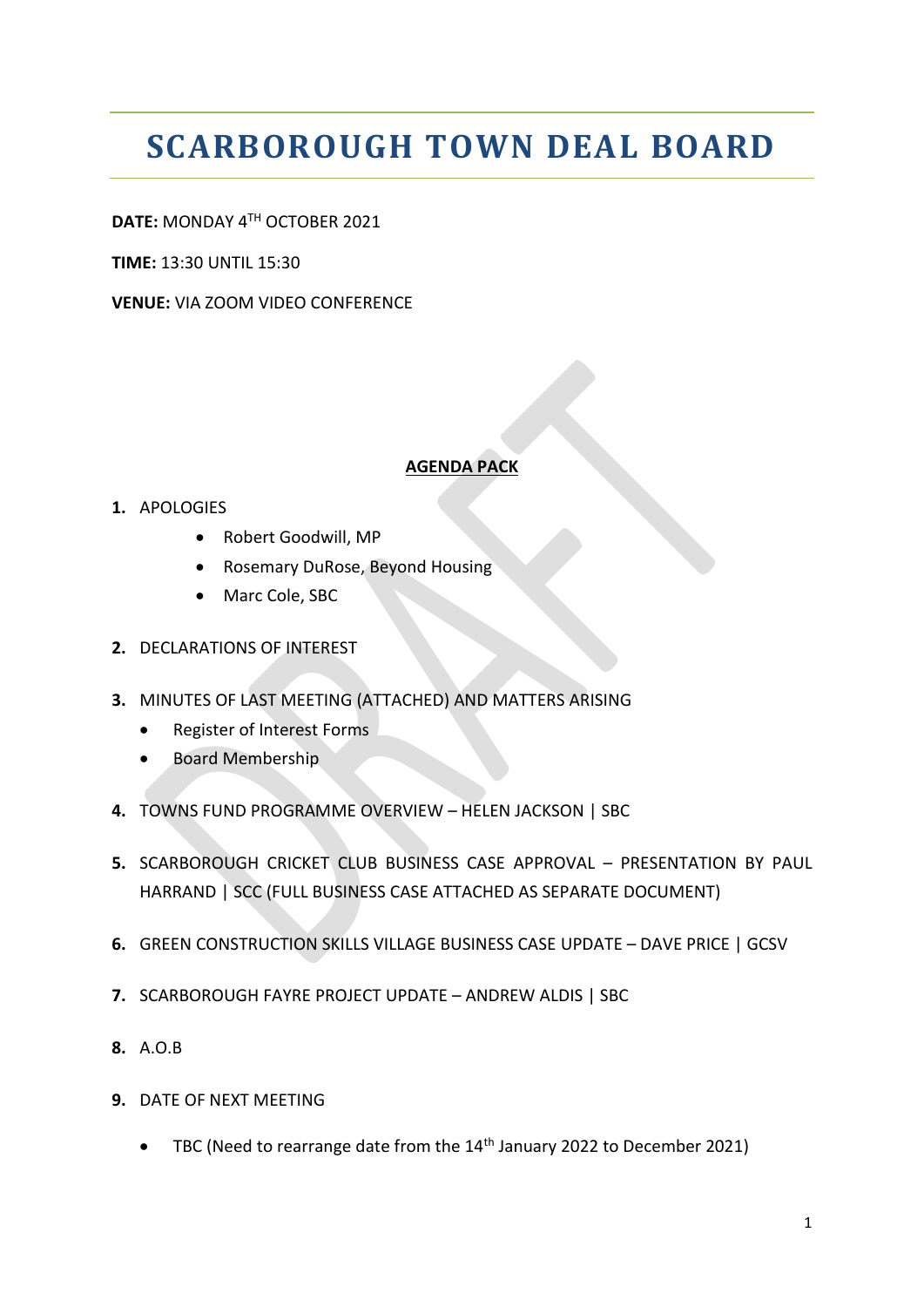# SCARBOROUGH TOWN DEAL BOARD

**DATE:** MONDAY 4TH OCTOBER 2021

**TIME:** 13:30 UNTIL 15:30

**VENUE:** VIA ZOOM VIDEO CONFERENCE

**AGENDA PACK**

1. APOLOGIES
   - Robert Goodwill, MP
   - Rosemary DuRose, Beyond Housing
   - Marc Cole, SBC
2. DECLARATIONS OF INTEREST
3. MINUTES OF LAST MEETING (ATTACHED) AND MATTERS ARISING
   - Register of Interest Forms
   - Board Membership
4. TOWNS FUND PROGRAMME OVERVIEW – HELEN JACKSON | SBC
5. SCARBOROUGH CRICKET CLUB BUSINESS CASE APPROVAL – PRESENTATION BY PAUL HARRAND | SCC (FULL BUSINESS CASE ATTACHED AS SEPARATE DOCUMENT)
6. GREEN CONSTRUCTION SKILLS VILLAGE BUSINESS CASE UPDATE – DAVE PRICE | GCSV
7. SCARBOROUGH FAYRE PROJECT UPDATE – ANDREW ALDIS | SBC
8. A.O.B
9. DATE OF NEXT MEETING
   - TBC (Need to rearrange date from the 14th January 2022 to December 2021)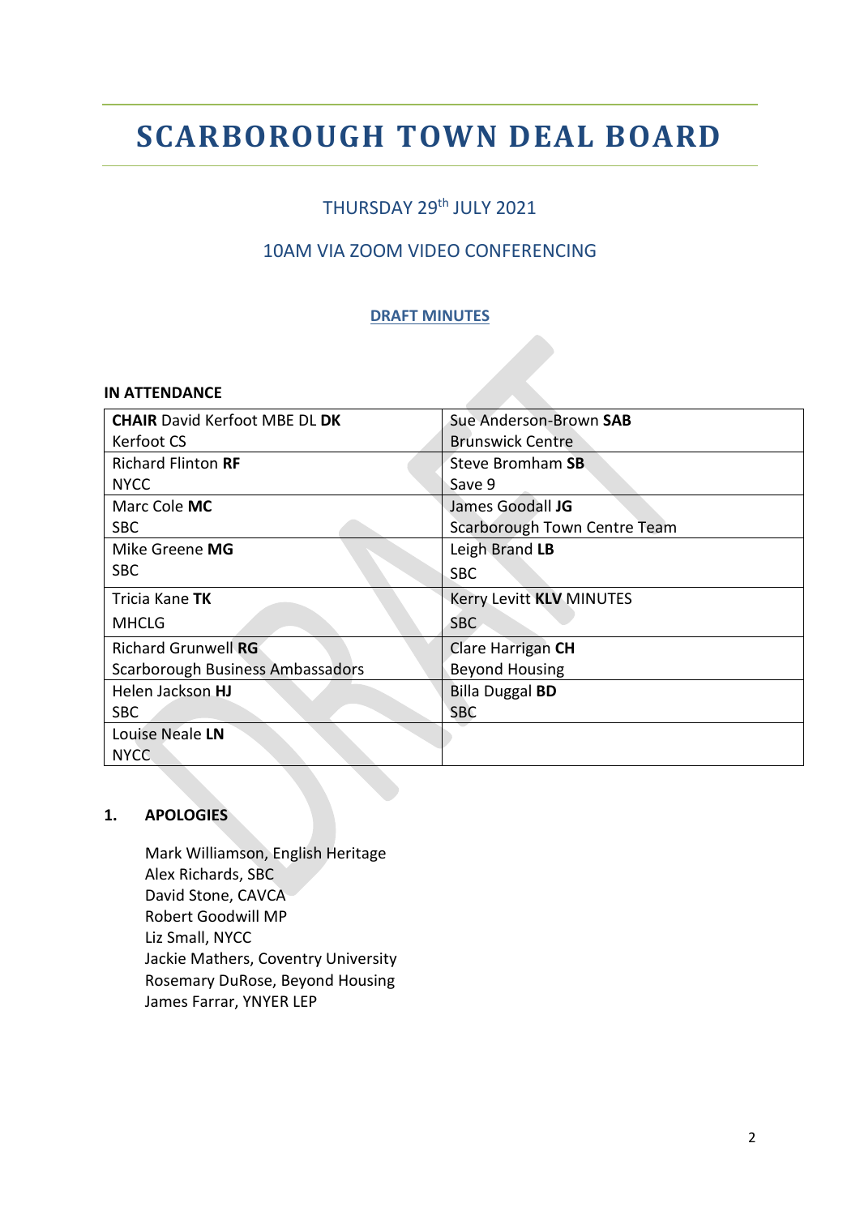# SCARBOROUGH TOWN DEAL BOARD

THURSDAY 29th JULY 2021

10AM VIA ZOOM VIDEO CONFERENCING

**DRAFT MINUTES**

**IN ATTENDANCE**

| | |
|---|---|
| **CHAIR** David Kerfoot MBE DL **DK**<br>Kerfoot CS | Sue Anderson-Brown **SAB**<br>Brunswick Centre |
| Richard Flinton **RF**<br>NYCC | Steve Bromham **SB**<br>Save 9 |
| Marc Cole **MC**<br>SBC | James Goodall **JG**<br>Scarborough Town Centre Team |
| Mike Greene **MG**<br>SBC | Leigh Brand **LB**<br>SBC |
| Tricia Kane **TK**<br>MHCLG | Kerry Levitt **KLV** MINUTES<br>SBC |
| Richard Grunwell **RG**<br>Scarborough Business Ambassadors | Clare Harrigan **CH**<br>Beyond Housing |
| Helen Jackson **HJ**<br>SBC | Billa Duggal **BD**<br>SBC |
| Louise Neale **LN**<br>NYCC | |

## 1. APOLOGIES

Mark Williamson, English Heritage
Alex Richards, SBC
David Stone, CAVCA
Robert Goodwill MP
Liz Small, NYCC
Jackie Mathers, Coventry University
Rosemary DuRose, Beyond Housing
James Farrar, YNYER LEP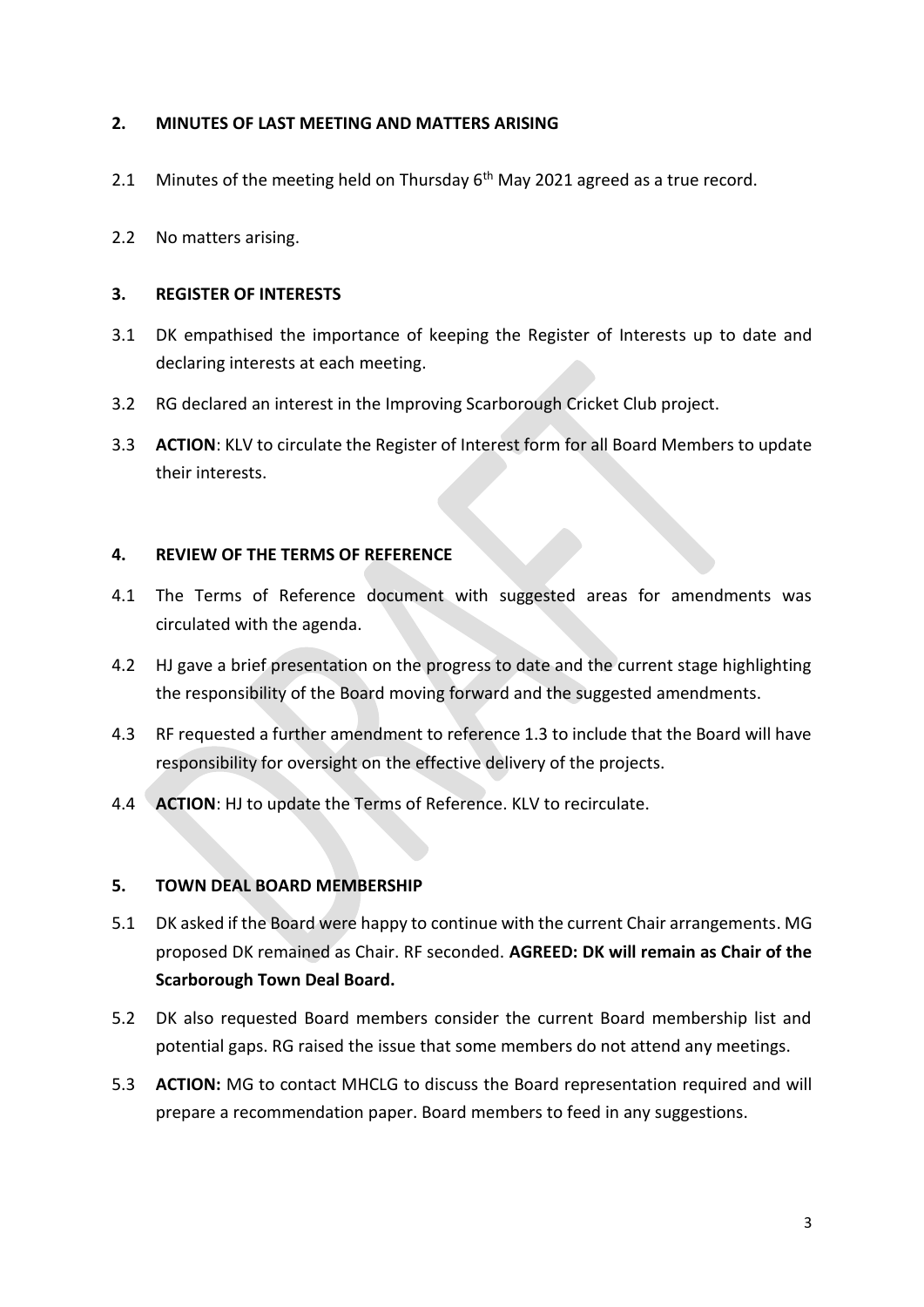## 2. MINUTES OF LAST MEETING AND MATTERS ARISING

2.1 Minutes of the meeting held on Thursday 6th May 2021 agreed as a true record.

2.2 No matters arising.

## 3. REGISTER OF INTERESTS

3.1 DK empathised the importance of keeping the Register of Interests up to date and declaring interests at each meeting.

3.2 RG declared an interest in the Improving Scarborough Cricket Club project.

3.3 **ACTION**: KLV to circulate the Register of Interest form for all Board Members to update their interests.

## 4. REVIEW OF THE TERMS OF REFERENCE

4.1 The Terms of Reference document with suggested areas for amendments was circulated with the agenda.

4.2 HJ gave a brief presentation on the progress to date and the current stage highlighting the responsibility of the Board moving forward and the suggested amendments.

4.3 RF requested a further amendment to reference 1.3 to include that the Board will have responsibility for oversight on the effective delivery of the projects.

4.4 **ACTION**: HJ to update the Terms of Reference. KLV to recirculate.

## 5. TOWN DEAL BOARD MEMBERSHIP

5.1 DK asked if the Board were happy to continue with the current Chair arrangements. MG proposed DK remained as Chair. RF seconded. **AGREED: DK will remain as Chair of the Scarborough Town Deal Board.**

5.2 DK also requested Board members consider the current Board membership list and potential gaps. RG raised the issue that some members do not attend any meetings.

5.3 **ACTION:** MG to contact MHCLG to discuss the Board representation required and will prepare a recommendation paper. Board members to feed in any suggestions.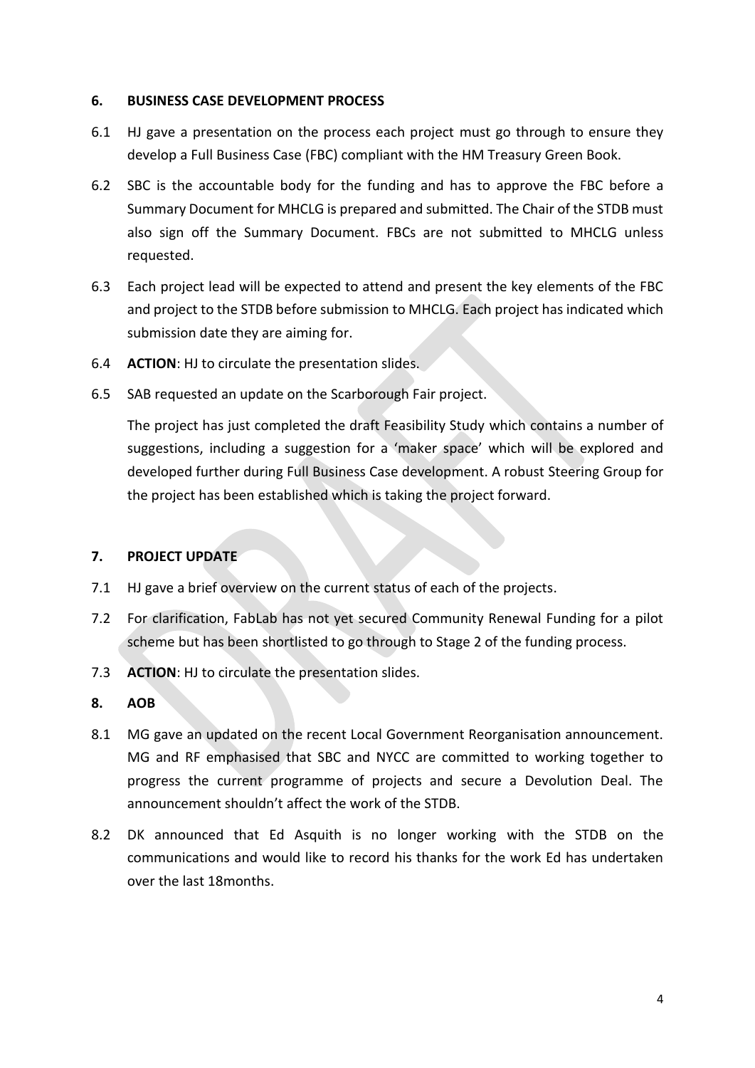## 6. BUSINESS CASE DEVELOPMENT PROCESS

6.1 HJ gave a presentation on the process each project must go through to ensure they develop a Full Business Case (FBC) compliant with the HM Treasury Green Book.

6.2 SBC is the accountable body for the funding and has to approve the FBC before a Summary Document for MHCLG is prepared and submitted. The Chair of the STDB must also sign off the Summary Document. FBCs are not submitted to MHCLG unless requested.

6.3 Each project lead will be expected to attend and present the key elements of the FBC and project to the STDB before submission to MHCLG. Each project has indicated which submission date they are aiming for.

6.4 **ACTION**: HJ to circulate the presentation slides.

6.5 SAB requested an update on the Scarborough Fair project.

The project has just completed the draft Feasibility Study which contains a number of suggestions, including a suggestion for a 'maker space' which will be explored and developed further during Full Business Case development. A robust Steering Group for the project has been established which is taking the project forward.

## 7. PROJECT UPDATE

7.1 HJ gave a brief overview on the current status of each of the projects.

7.2 For clarification, FabLab has not yet secured Community Renewal Funding for a pilot scheme but has been shortlisted to go through to Stage 2 of the funding process.

7.3 **ACTION**: HJ to circulate the presentation slides.

## 8. AOB

8.1 MG gave an updated on the recent Local Government Reorganisation announcement. MG and RF emphasised that SBC and NYCC are committed to working together to progress the current programme of projects and secure a Devolution Deal. The announcement shouldn't affect the work of the STDB.

8.2 DK announced that Ed Asquith is no longer working with the STDB on the communications and would like to record his thanks for the work Ed has undertaken over the last 18months.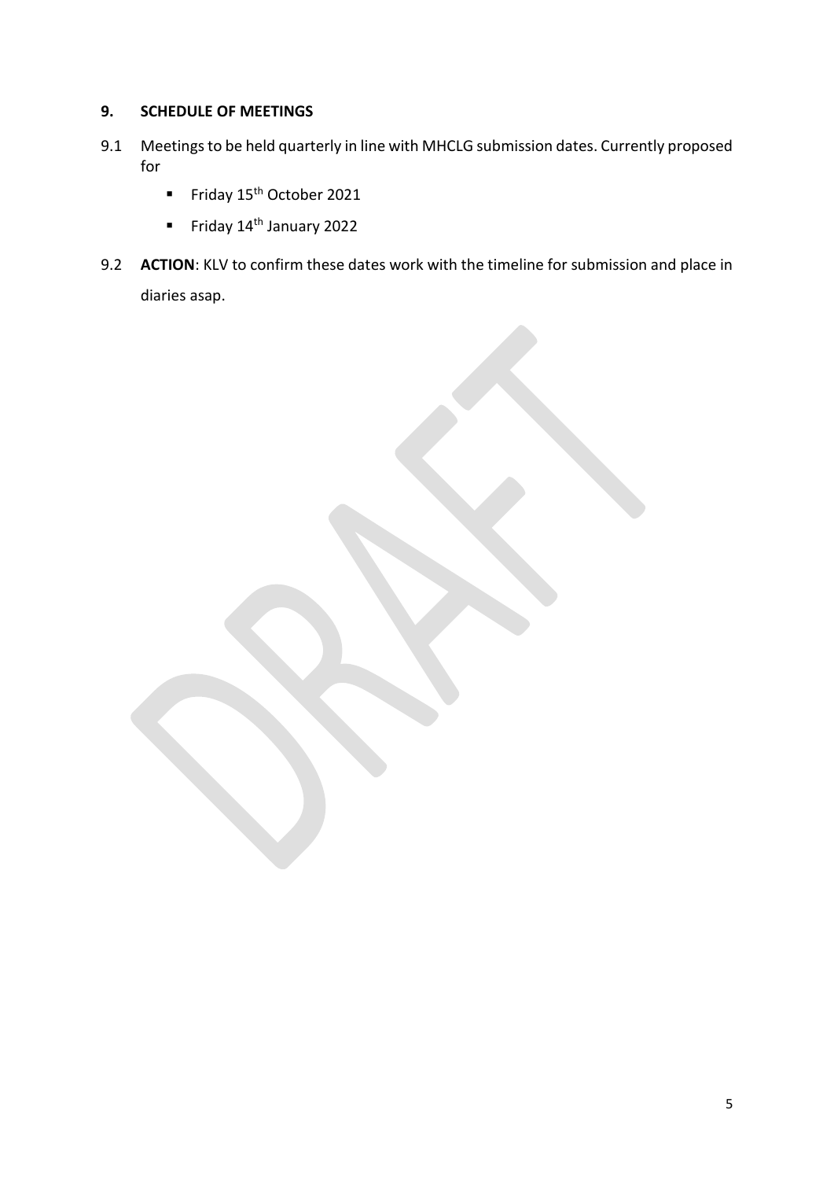## 9. SCHEDULE OF MEETINGS

9.1 Meetings to be held quarterly in line with MHCLG submission dates. Currently proposed for

- Friday 15th October 2021
- Friday 14th January 2022

9.2 **ACTION**: KLV to confirm these dates work with the timeline for submission and place in diaries asap.